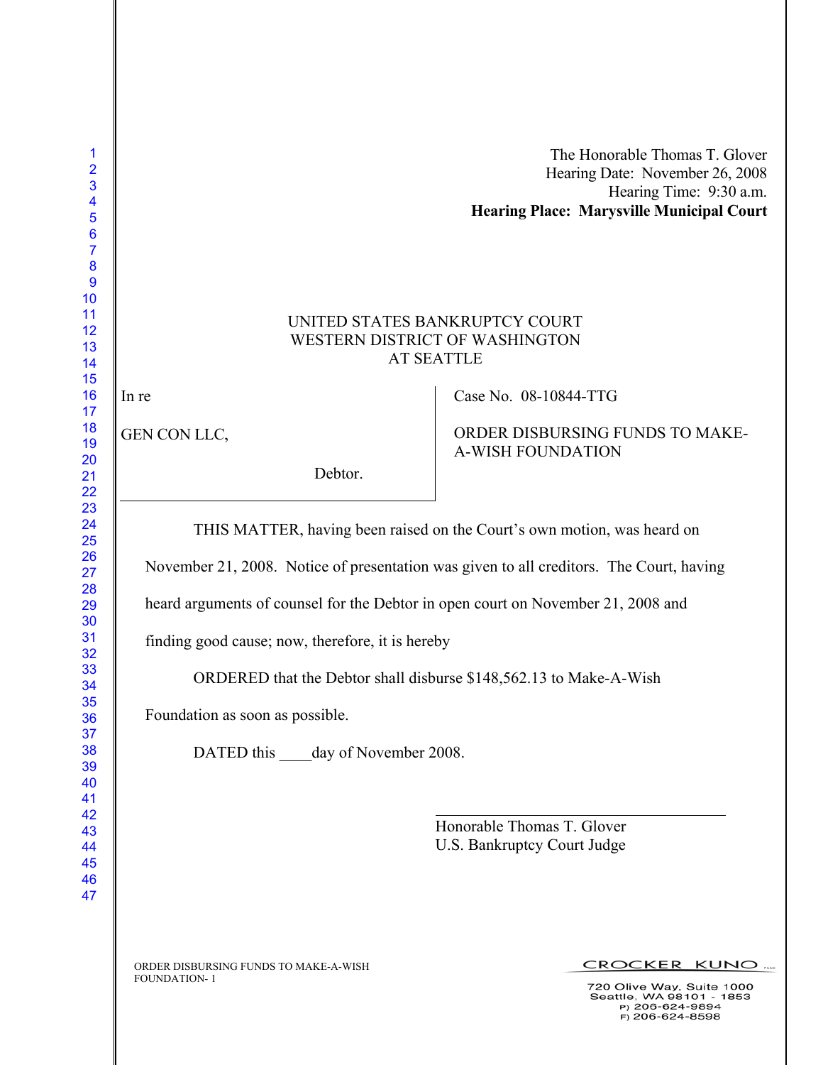The Honorable Thomas T. Glover
Hearing Date: November 26, 2008
Hearing Time: 9:30 a.m.
**Hearing Place: Marysville Municipal Court**

UNITED STATES BANKRUPTCY COURT
WESTERN DISTRICT OF WASHINGTON
AT SEATTLE

| In re<br><br>GEN CON LLC,<br><br>Debtor. | Case No. 08-10844-TTG<br><br>ORDER DISBURSING FUNDS TO MAKE-A-WISH FOUNDATION |
|---|---|

THIS MATTER, having been raised on the Court's own motion, was heard on November 21, 2008. Notice of presentation was given to all creditors. The Court, having heard arguments of counsel for the Debtor in open court on November 21, 2008 and finding good cause; now, therefore, it is hereby

ORDERED that the Debtor shall disburse $148,562.13 to Make-A-Wish Foundation as soon as possible.

DATED this ____day of November 2008.

_________________________________
Honorable Thomas T. Glover
U.S. Bankruptcy Court Judge

ORDER DISBURSING FUNDS TO MAKE-A-WISH FOUNDATION- 1

CROCKER KUNO PLLC
720 Olive Way, Suite 1000
Seattle, WA 98101 - 1853
P) 206-624-9894
F) 206-624-8598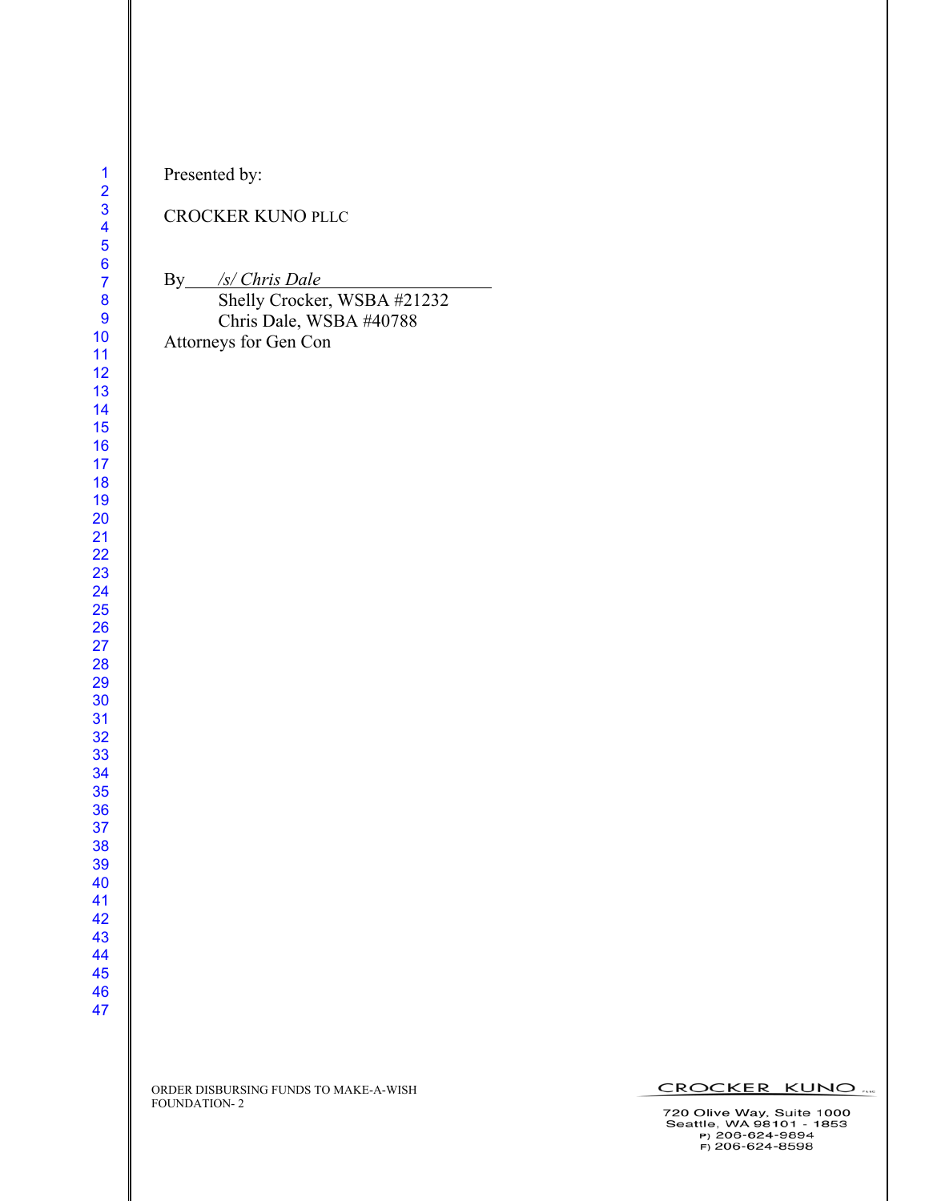Presented by:

CROCKER KUNO PLLC

By *_/s/ Chris Dale_*  
Shelly Crocker, WSBA #21232  
Chris Dale, WSBA #40788  
Attorneys for Gen Con